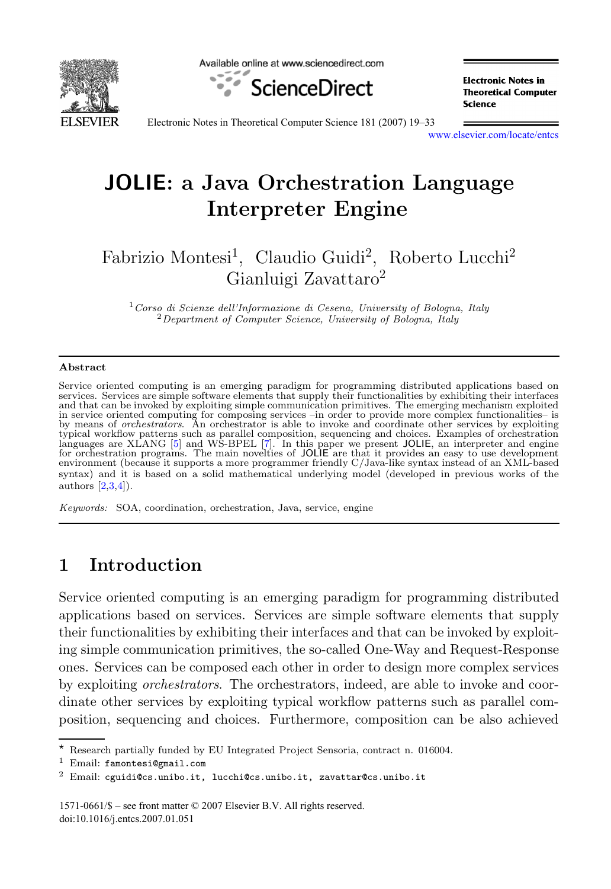# JOLIE: a Java Orchestration Language Interpreter Engine

Fabrizio Montesi[1], Claudio Guidi[2], Roberto Lucchi[2]
Gianluigi Zavattaro[2]

[1] *Corso di Scienze dell'Informazione di Cesena, University of Bologna, Italy*
[2] *Department of Computer Science, University of Bologna, Italy*

## Abstract

Service oriented computing is an emerging paradigm for programming distributed applications based on services. Services are simple software elements that supply their functionalities by exhibiting their interfaces and that can be invoked by exploiting simple communication primitives. The emerging mechanism exploited in service oriented computing for composing services –in order to provide more complex functionalities– is by means of *orchestrators*. An orchestrator is able to invoke and coordinate other services by exploiting typical workflow patterns such as parallel composition, sequencing and choices. Examples of orchestration languages are XLANG [5] and WS-BPEL [7]. In this paper we present JOLIE, an interpreter and engine for orchestration programs. The main novelties of JOLIE are that it provides an easy to use development environment (because it supports a more programmer friendly C/Java-like syntax instead of an XML-based syntax) and it is based on a solid mathematical underlying model (developed in previous works of the authors [2,3,4]).

*Keywords:* SOA, coordination, orchestration, Java, service, engine

## 1 Introduction

Service oriented computing is an emerging paradigm for programming distributed applications based on services. Services are simple software elements that supply their functionalities by exhibiting their interfaces and that can be invoked by exploiting simple communication primitives, the so-called One-Way and Request-Response ones. Services can be composed each other in order to design more complex services by exploiting *orchestrators*. The orchestrators, indeed, are able to invoke and coordinate other services by exploiting typical workflow patterns such as parallel composition, sequencing and choices. Furthermore, composition can be also achieved

---

⋆ Research partially funded by EU Integrated Project Sensoria, contract n. 016004.

[1] Email: famontesi@gmail.com

[2] Email: cguidi@cs.unibo.it, lucchi@cs.unibo.it, zavattar@cs.unibo.it

1571-0661/$ – see front matter © 2007 Elsevier B.V. All rights reserved.
doi:10.1016/j.entcs.2007.01.051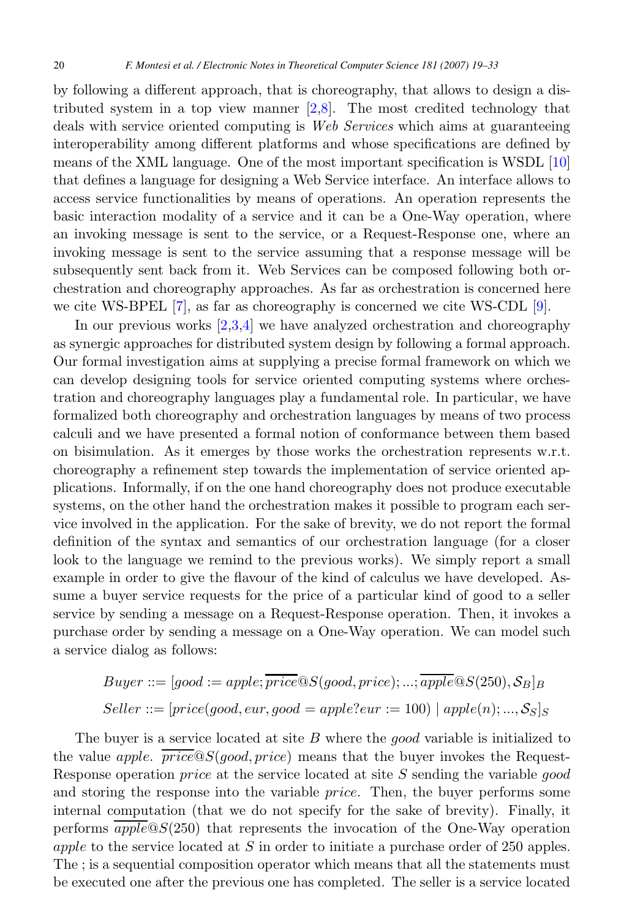by following a different approach, that is choreography, that allows to design a distributed system in a top view manner [2,8]. The most credited technology that deals with service oriented computing is *Web Services* which aims at guaranteeing interoperability among different platforms and whose specifications are defined by means of the XML language. One of the most important specification is WSDL [10] that defines a language for designing a Web Service interface. An interface allows to access service functionalities by means of operations. An operation represents the basic interaction modality of a service and it can be a One-Way operation, where an invoking message is sent to the service, or a Request-Response one, where an invoking message is sent to the service assuming that a response message will be subsequently sent back from it. Web Services can be composed following both orchestration and choreography approaches. As far as orchestration is concerned here we cite WS-BPEL [7], as far as choreography is concerned we cite WS-CDL [9].

In our previous works [2,3,4] we have analyzed orchestration and choreography as synergic approaches for distributed system design by following a formal approach. Our formal investigation aims at supplying a precise formal framework on which we can develop designing tools for service oriented computing systems where orchestration and choreography languages play a fundamental role. In particular, we have formalized both choreography and orchestration languages by means of two process calculi and we have presented a formal notion of conformance between them based on bisimulation. As it emerges by those works the orchestration represents w.r.t. choreography a refinement step towards the implementation of service oriented applications. Informally, if on the one hand choreography does not produce executable systems, on the other hand the orchestration makes it possible to program each service involved in the application. For the sake of brevity, we do not report the formal definition of the syntax and semantics of our orchestration language (for a closer look to the language we remind to the previous works). We simply report a small example in order to give the flavour of the kind of calculus we have developed. Assume a buyer service requests for the price of a particular kind of good to a seller service by sending a message on a Request-Response operation. Then, it invokes a purchase order by sending a message on a One-Way operation. We can model such a service dialog as follows:

$$Buyer ::= [good := apple; \overline{price}@S(good, price); ...; \overline{apple}@S(250), \mathcal{S}_B]_B$$

$$Seller ::= [price(good, eur, good = apple?eur := 100) \mid apple(n); ..., \mathcal{S}_S]_S$$

The buyer is a service located at site $B$ where the *good* variable is initialized to the value *apple*. $\overline{price}@S(good, price)$ means that the buyer invokes the Request-Response operation *price* at the service located at site $S$ sending the variable *good* and storing the response into the variable *price*. Then, the buyer performs some internal computation (that we do not specify for the sake of brevity). Finally, it performs $\overline{apple}@S(250)$ that represents the invocation of the One-Way operation *apple* to the service located at $S$ in order to initiate a purchase order of 250 apples. The ; is a sequential composition operator which means that all the statements must be executed one after the previous one has completed. The seller is a service located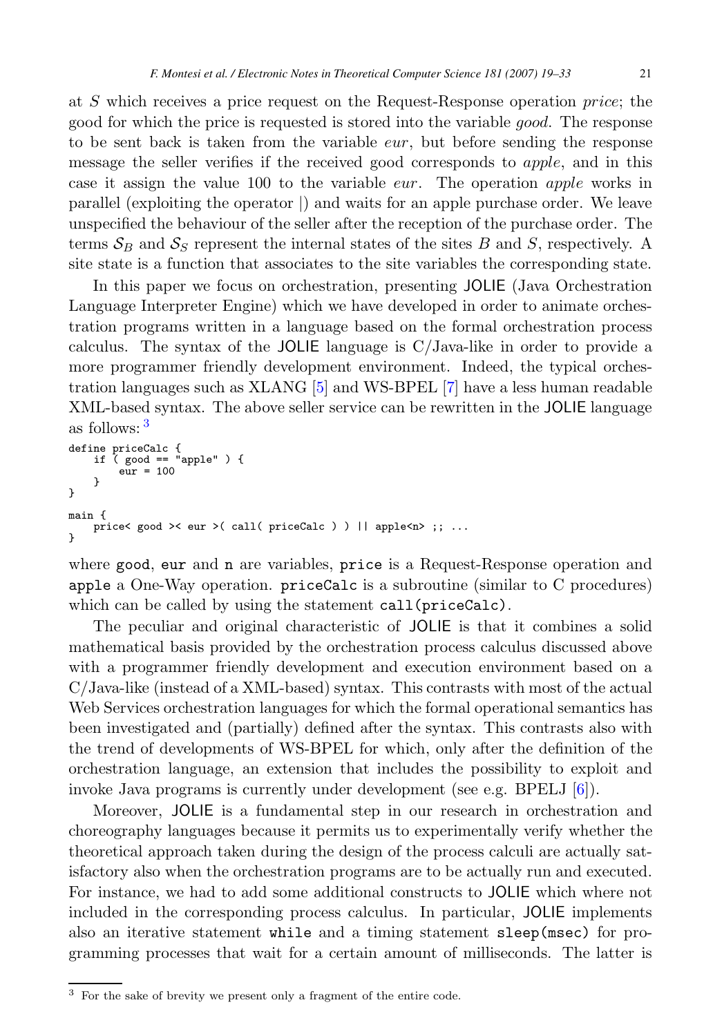at $S$ which receives a price request on the Request-Response operation *price*; the good for which the price is requested is stored into the variable *good*. The response to be sent back is taken from the variable *eur*, but before sending the response message the seller verifies if the received good corresponds to *apple*, and in this case it assign the value 100 to the variable *eur*. The operation *apple* works in parallel (exploiting the operator |) and waits for an apple purchase order. We leave unspecified the behaviour of the seller after the reception of the purchase order. The terms $\mathcal{S}_B$ and $\mathcal{S}_S$ represent the internal states of the sites $B$ and $S$, respectively. A site state is a function that associates to the site variables the corresponding state.

In this paper we focus on orchestration, presenting JOLIE (Java Orchestration Language Interpreter Engine) which we have developed in order to animate orchestration programs written in a language based on the formal orchestration process calculus. The syntax of the JOLIE language is C/Java-like in order to provide a more programmer friendly development environment. Indeed, the typical orchestration languages such as XLANG [5] and WS-BPEL [7] have a less human readable XML-based syntax. The above seller service can be rewritten in the JOLIE language as follows: [3]

```
define priceCalc {
    if ( good == "apple" ) {
        eur = 100
    }
}

main {
    price< good >< eur >( call( priceCalc ) ) || apple<n> ;; ...
}
```

where `good`, `eur` and `n` are variables, `price` is a Request-Response operation and `apple` a One-Way operation. `priceCalc` is a subroutine (similar to C procedures) which can be called by using the statement `call(priceCalc)`.

The peculiar and original characteristic of JOLIE is that it combines a solid mathematical basis provided by the orchestration process calculus discussed above with a programmer friendly development and execution environment based on a C/Java-like (instead of a XML-based) syntax. This contrasts with most of the actual Web Services orchestration languages for which the formal operational semantics has been investigated and (partially) defined after the syntax. This contrasts also with the trend of developments of WS-BPEL for which, only after the definition of the orchestration language, an extension that includes the possibility to exploit and invoke Java programs is currently under development (see e.g. BPELJ [6]).

Moreover, JOLIE is a fundamental step in our research in orchestration and choreography languages because it permits us to experimentally verify whether the theoretical approach taken during the design of the process calculi are actually satisfactory also when the orchestration programs are to be actually run and executed. For instance, we had to add some additional constructs to JOLIE which where not included in the corresponding process calculus. In particular, JOLIE implements also an iterative statement `while` and a timing statement `sleep(msec)` for programming processes that wait for a certain amount of milliseconds. The latter is

[3] For the sake of brevity we present only a fragment of the entire code.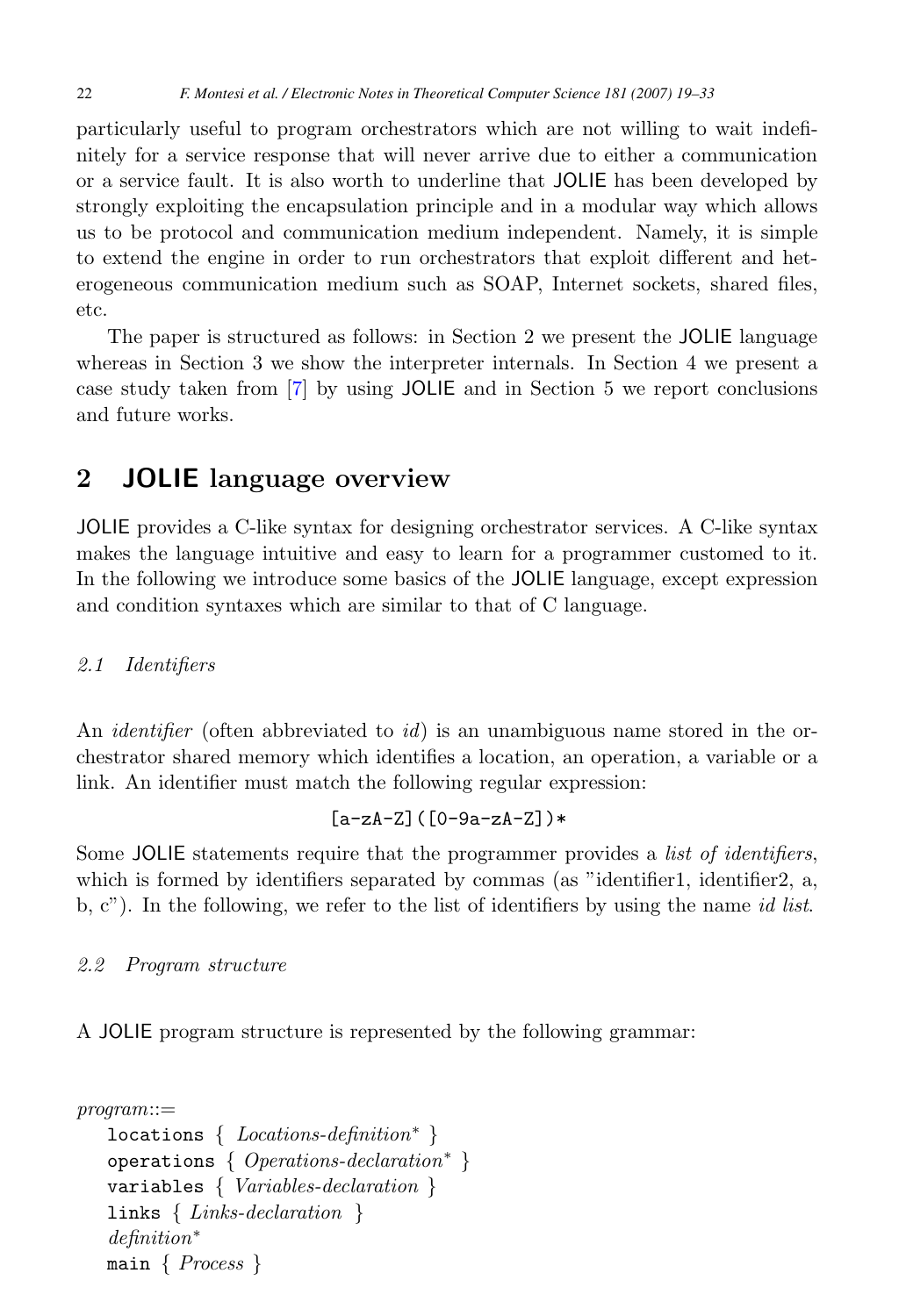particularly useful to program orchestrators which are not willing to wait indefinitely for a service response that will never arrive due to either a communication or a service fault. It is also worth to underline that JOLIE has been developed by strongly exploiting the encapsulation principle and in a modular way which allows us to be protocol and communication medium independent. Namely, it is simple to extend the engine in order to run orchestrators that exploit different and heterogeneous communication medium such as SOAP, Internet sockets, shared files, etc.

The paper is structured as follows: in Section 2 we present the JOLIE language whereas in Section 3 we show the interpreter internals. In Section 4 we present a case study taken from [7] by using JOLIE and in Section 5 we report conclusions and future works.

## 2 JOLIE language overview

JOLIE provides a C-like syntax for designing orchestrator services. A C-like syntax makes the language intuitive and easy to learn for a programmer customed to it. In the following we introduce some basics of the JOLIE language, except expression and condition syntaxes which are similar to that of C language.

### 2.1 Identifiers

An *identifier* (often abbreviated to *id*) is an unambiguous name stored in the orchestrator shared memory which identifies a location, an operation, a variable or a link. An identifier must match the following regular expression:

```
[a-zA-Z]([0-9a-zA-Z])*
```

Some JOLIE statements require that the programmer provides a *list of identifiers*, which is formed by identifiers separated by commas (as "identifier1, identifier2, a, b, c"). In the following, we refer to the list of identifiers by using the name *id list*.

### 2.2 Program structure

A JOLIE program structure is represented by the following grammar:

```
program::=
   locations { Locations-definition* }
   operations { Operations-declaration* }
   variables { Variables-declaration }
   links { Links-declaration }
   definition*
   main { Process }
```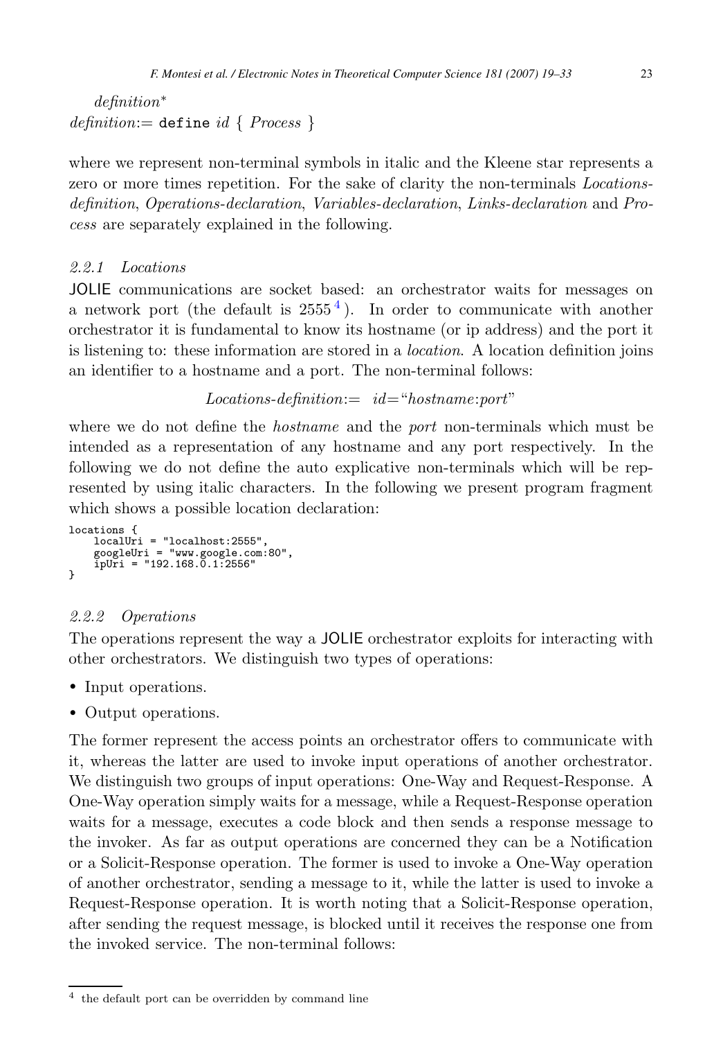*definition*\*
*definition*:= `define` *id* { *Process* }

where we represent non-terminal symbols in italic and the Kleene star represents a zero or more times repetition. For the sake of clarity the non-terminals *Locations-definition*, *Operations-declaration*, *Variables-declaration*, *Links-declaration* and *Process* are separately explained in the following.

### *2.2.1 Locations*

JOLIE communications are socket based: an orchestrator waits for messages on a network port (the default is 2555 [4]). In order to communicate with another orchestrator it is fundamental to know its hostname (or ip address) and the port it is listening to: these information are stored in a *location*. A location definition joins an identifier to a hostname and a port. The non-terminal follows:

*Locations-definition*:= *id*="*hostname*:*port*"

where we do not define the *hostname* and the *port* non-terminals which must be intended as a representation of any hostname and any port respectively. In the following we do not define the auto explicative non-terminals which will be represented by using italic characters. In the following we present program fragment which shows a possible location declaration:

```
locations {
    localUri = "localhost:2555",
    googleUri = "www.google.com:80",
    ipUri = "192.168.0.1:2556"
}
```

### *2.2.2 Operations*

The operations represent the way a JOLIE orchestrator exploits for interacting with other orchestrators. We distinguish two types of operations:

- Input operations.
- Output operations.

The former represent the access points an orchestrator offers to communicate with it, whereas the latter are used to invoke input operations of another orchestrator. We distinguish two groups of input operations: One-Way and Request-Response. A One-Way operation simply waits for a message, while a Request-Response operation waits for a message, executes a code block and then sends a response message to the invoker. As far as output operations are concerned they can be a Notification or a Solicit-Response operation. The former is used to invoke a One-Way operation of another orchestrator, sending a message to it, while the latter is used to invoke a Request-Response operation. It is worth noting that a Solicit-Response operation, after sending the request message, is blocked until it receives the response one from the invoked service. The non-terminal follows:

[4] the default port can be overridden by command line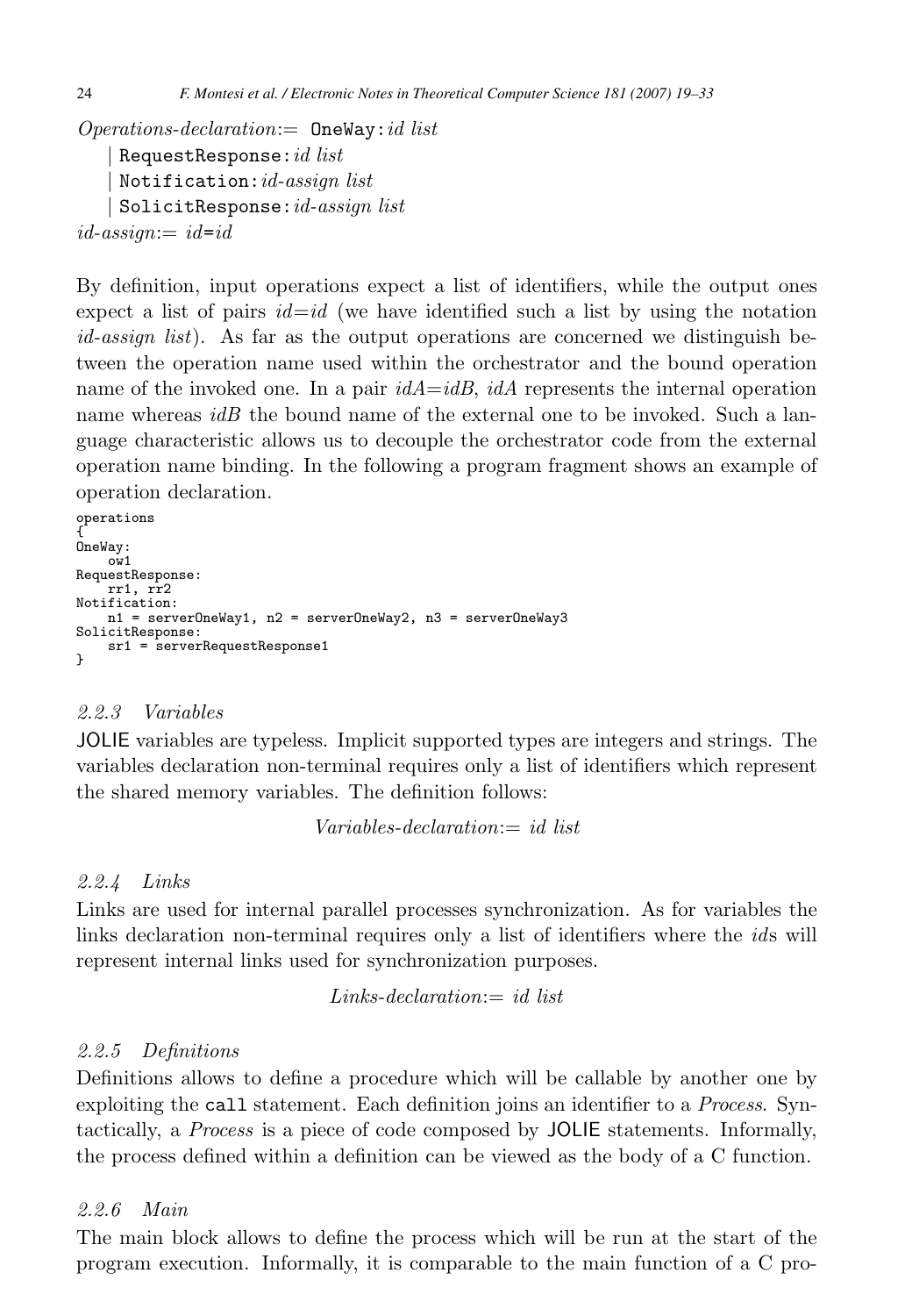*Operations-declaration*:= `OneWay:`*id list*
  | `RequestResponse:`*id list*
  | `Notification:`*id-assign list*
  | `SolicitResponse:`*id-assign list*
*id-assign*:= *id*=*id*

By definition, input operations expect a list of identifiers, while the output ones expect a list of pairs *id*=*id* (we have identified such a list by using the notation *id-assign list*). As far as the output operations are concerned we distinguish between the operation name used within the orchestrator and the bound operation name of the invoked one. In a pair *idA*=*idB*, *idA* represents the internal operation name whereas *idB* the bound name of the external one to be invoked. Such a language characteristic allows us to decouple the orchestrator code from the external operation name binding. In the following a program fragment shows an example of operation declaration.

```
operations
{
OneWay:
    ow1
RequestResponse:
    rr1, rr2
Notification:
    n1 = serverOneWay1, n2 = serverOneWay2, n3 = serverOneWay3
SolicitResponse:
    sr1 = serverRequestResponse1
}
```

### *2.2.3 Variables*

JOLIE variables are typeless. Implicit supported types are integers and strings. The variables declaration non-terminal requires only a list of identifiers which represent the shared memory variables. The definition follows:

*Variables-declaration*:= *id list*

### *2.2.4 Links*

Links are used for internal parallel processes synchronization. As for variables the links declaration non-terminal requires only a list of identifiers where the *id*s will represent internal links used for synchronization purposes.

*Links-declaration*:= *id list*

### *2.2.5 Definitions*

Definitions allows to define a procedure which will be callable by another one by exploiting the `call` statement. Each definition joins an identifier to a *Process*. Syntactically, a *Process* is a piece of code composed by JOLIE statements. Informally, the process defined within a definition can be viewed as the body of a C function.

### *2.2.6 Main*

The main block allows to define the process which will be run at the start of the program execution. Informally, it is comparable to the main function of a C pro-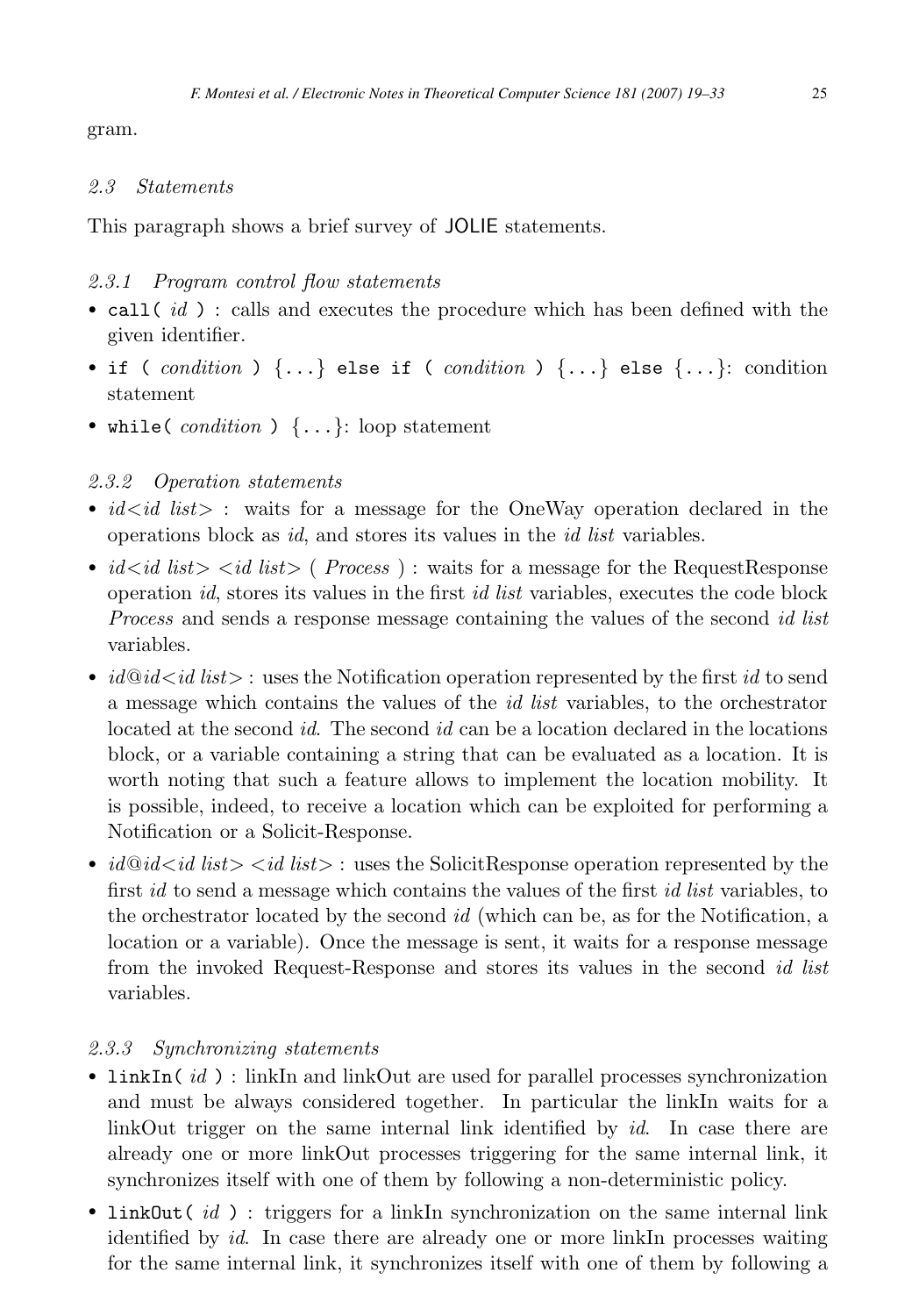gram.

### 2.3 Statements

This paragraph shows a brief survey of JOLIE statements.

#### 2.3.1 Program control flow statements

- `call(` *id* `)` : calls and executes the procedure which has been defined with the given identifier.
- `if (` *condition* `) {...} else if (` *condition* `) {...} else {...}`: condition statement
- `while(` *condition* `) {...}`: loop statement

#### 2.3.2 Operation statements

- *id*<*id list*> : waits for a message for the OneWay operation declared in the operations block as *id*, and stores its values in the *id list* variables.
- *id*<*id list*> <*id list*> ( *Process* ) : waits for a message for the RequestResponse operation *id*, stores its values in the first *id list* variables, executes the code block *Process* and sends a response message containing the values of the second *id list* variables.
- *id*@*id*<*id list*> : uses the Notification operation represented by the first *id* to send a message which contains the values of the *id list* variables, to the orchestrator located at the second *id*. The second *id* can be a location declared in the locations block, or a variable containing a string that can be evaluated as a location. It is worth noting that such a feature allows to implement the location mobility. It is possible, indeed, to receive a location which can be exploited for performing a Notification or a Solicit-Response.
- *id*@*id*<*id list*> <*id list*> : uses the SolicitResponse operation represented by the first *id* to send a message which contains the values of the first *id list* variables, to the orchestrator located by the second *id* (which can be, as for the Notification, a location or a variable). Once the message is sent, it waits for a response message from the invoked Request-Response and stores its values in the second *id list* variables.

#### 2.3.3 Synchronizing statements

- `linkIn(` *id* `)` : linkIn and linkOut are used for parallel processes synchronization and must be always considered together. In particular the linkIn waits for a linkOut trigger on the same internal link identified by *id*. In case there are already one or more linkOut processes triggering for the same internal link, it synchronizes itself with one of them by following a non-deterministic policy.
- `linkOut(` *id* `)` : triggers for a linkIn synchronization on the same internal link identified by *id*. In case there are already one or more linkIn processes waiting for the same internal link, it synchronizes itself with one of them by following a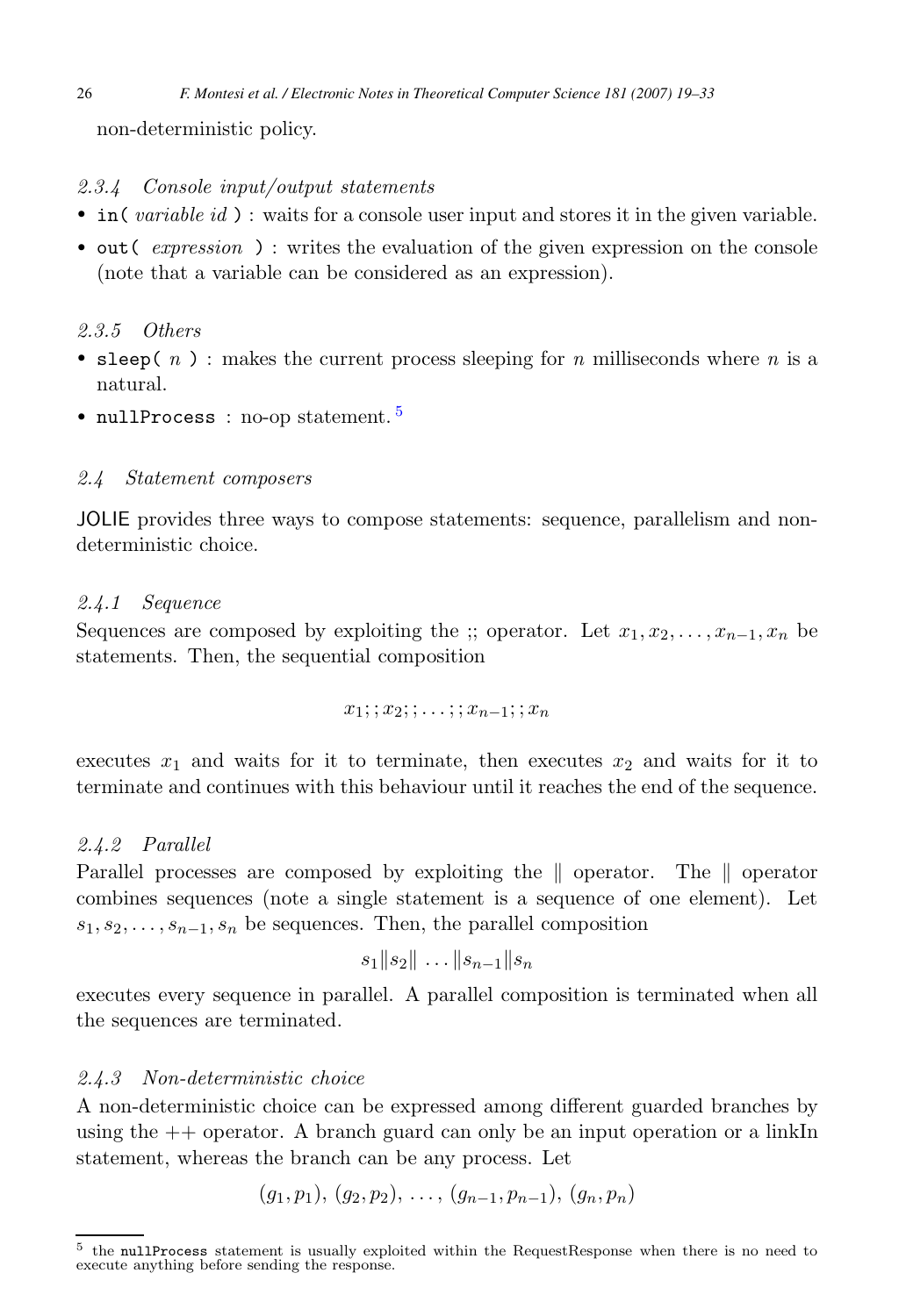non-deterministic policy.

#### 2.3.4 Console input/output statements

- `in(` *variable id* `)` : waits for a console user input and stores it in the given variable.
- `out(` *expression* `)` : writes the evaluation of the given expression on the console (note that a variable can be considered as an expression).

#### 2.3.5 Others

- `sleep(` $n$ `)` : makes the current process sleeping for $n$ milliseconds where $n$ is a natural.
- `nullProcess` : no-op statement. [5]

### 2.4 Statement composers

JOLIE provides three ways to compose statements: sequence, parallelism and non-deterministic choice.

#### 2.4.1 Sequence

Sequences are composed by exploiting the ;; operator. Let $x_1, x_2, \ldots, x_{n-1}, x_n$ be statements. Then, the sequential composition

$$x_1;;x_2;;\ldots;;x_{n-1};;x_n$$

executes $x_1$ and waits for it to terminate, then executes $x_2$ and waits for it to terminate and continues with this behaviour until it reaches the end of the sequence.

#### 2.4.2 Parallel

Parallel processes are composed by exploiting the $\|$ operator. The $\|$ operator combines sequences (note a single statement is a sequence of one element). Let $s_1, s_2, \ldots, s_{n-1}, s_n$ be sequences. Then, the parallel composition

$$s_1\|s_2\| \ldots \|s_{n-1}\|s_n$$

executes every sequence in parallel. A parallel composition is terminated when all the sequences are terminated.

#### 2.4.3 Non-deterministic choice

A non-deterministic choice can be expressed among different guarded branches by using the ++ operator. A branch guard can only be an input operation or a linkIn statement, whereas the branch can be any process. Let

$$(g_1, p_1),\ (g_2, p_2),\ \ldots,\ (g_{n-1}, p_{n-1}),\ (g_n, p_n)$$

[5] the `nullProcess` statement is usually exploited within the RequestResponse when there is no need to execute anything before sending the response.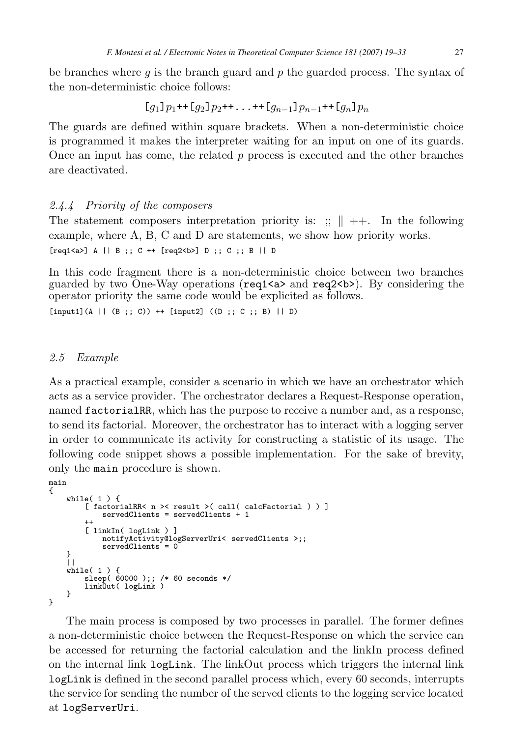be branches where $g$ is the branch guard and $p$ the guarded process. The syntax of the non-deterministic choice follows:

$$[g_1]\,p_1\texttt{++}[g_2]\,p_2\texttt{++}\ldots\texttt{++}[g_{n-1}]\,p_{n-1}\texttt{++}[g_n]\,p_n$$

The guards are defined within square brackets. When a non-deterministic choice is programmed it makes the interpreter waiting for an input on one of its guards. Once an input has come, the related $p$ process is executed and the other branches are deactivated.

### 2.4.4 Priority of the composers

The statement composers interpretation priority is: ;; ‖ ++. In the following example, where A, B, C and D are statements, we show how priority works.

```
[req1<a>] A || B ;; C ++ [req2<b>] D ;; C ;; B || D
```

In this code fragment there is a non-deterministic choice between two branches guarded by two One-Way operations (`req1<a>` and `req2<b>`). By considering the operator priority the same code would be explicited as follows.

```
[input1](A || (B ;; C)) ++ [input2] ((D ;; C ;; B) || D)
```

## 2.5 Example

As a practical example, consider a scenario in which we have an orchestrator which acts as a service provider. The orchestrator declares a Request-Response operation, named `factorialRR`, which has the purpose to receive a number and, as a response, to send its factorial. Moreover, the orchestrator has to interact with a logging server in order to communicate its activity for constructing a statistic of its usage. The following code snippet shows a possible implementation. For the sake of brevity, only the `main` procedure is shown.

```
main
{
    while( 1 ) {
        [ factorialRR< n >< result >( call( calcFactorial ) ) ]
            servedClients = servedClients + 1
        ++
        [ linkIn( logLink ) ]
            notifyActivity@logServerUri< servedClients >;;
            servedClients = 0
    }
    ||
    while( 1 ) {
        sleep( 60000 );; /* 60 seconds */
        linkOut( logLink )
    }
}
```

The main process is composed by two processes in parallel. The former defines a non-deterministic choice between the Request-Response on which the service can be accessed for returning the factorial calculation and the linkIn process defined on the internal link `logLink`. The linkOut process which triggers the internal link `logLink` is defined in the second parallel process which, every 60 seconds, interrupts the service for sending the number of the served clients to the logging service located at `logServerUri`.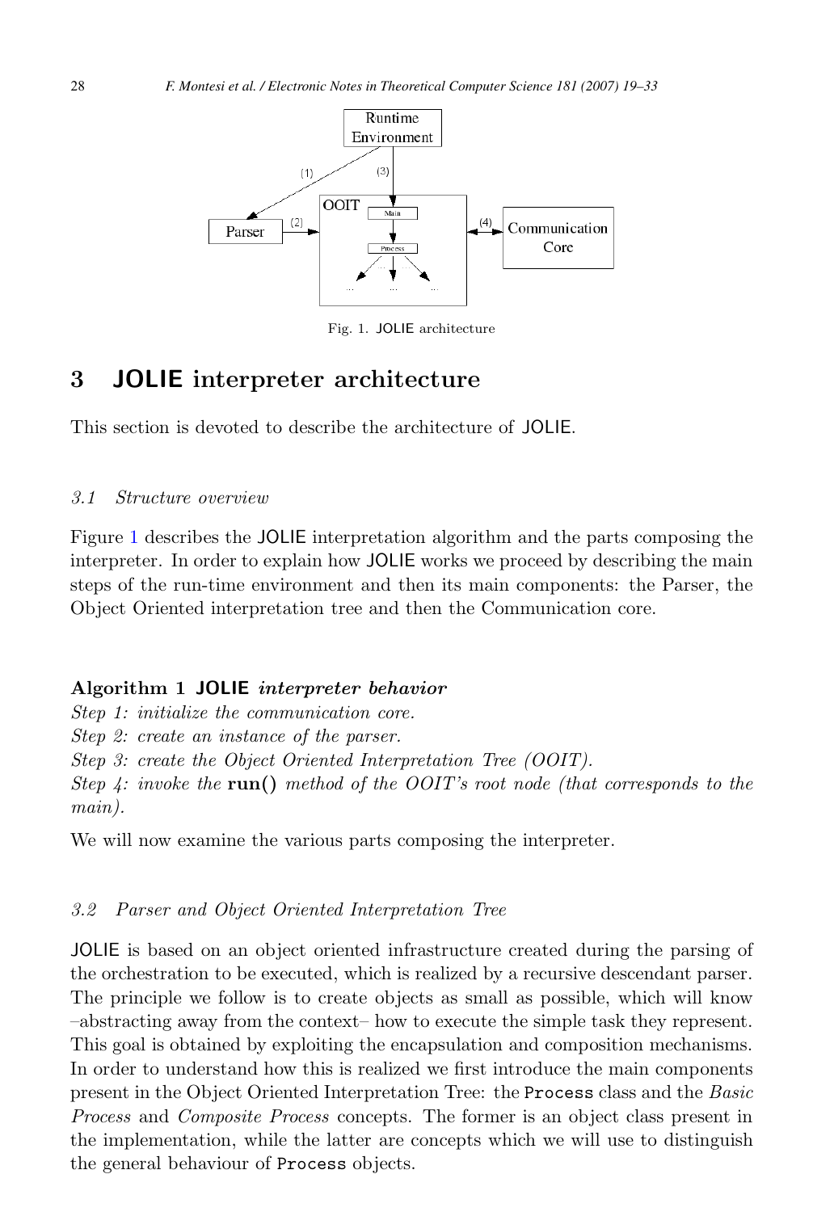Fig. 1. JOLIE architecture

## 3 JOLIE interpreter architecture

This section is devoted to describe the architecture of JOLIE.

### 3.1 Structure overview

Figure 1 describes the JOLIE interpretation algorithm and the parts composing the interpreter. In order to explain how JOLIE works we proceed by describing the main steps of the run-time environment and then its main components: the Parser, the Object Oriented interpretation tree and then the Communication core.

**Algorithm 1 JOLIE** ***interpreter behavior***

*Step 1: initialize the communication core.*
*Step 2: create an instance of the parser.*
*Step 3: create the Object Oriented Interpretation Tree (OOIT).*
*Step 4: invoke the* **run()** *method of the OOIT's root node (that corresponds to the main).*

We will now examine the various parts composing the interpreter.

### 3.2 Parser and Object Oriented Interpretation Tree

JOLIE is based on an object oriented infrastructure created during the parsing of the orchestration to be executed, which is realized by a recursive descendant parser. The principle we follow is to create objects as small as possible, which will know –abstracting away from the context– how to execute the simple task they represent. This goal is obtained by exploiting the encapsulation and composition mechanisms. In order to understand how this is realized we first introduce the main components present in the Object Oriented Interpretation Tree: the `Process` class and the *Basic Process* and *Composite Process* concepts. The former is an object class present in the implementation, while the latter are concepts which we will use to distinguish the general behaviour of `Process` objects.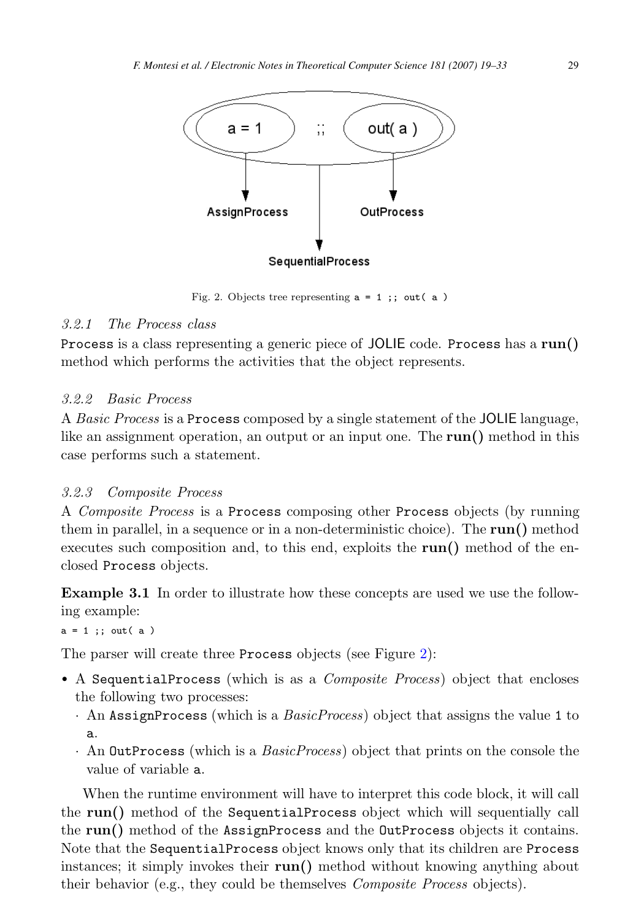Fig. 2. Objects tree representing `a = 1 ;; out( a )`

### 3.2.1 The Process class

`Process` is a class representing a generic piece of JOLIE code. `Process` has a **run()** method which performs the activities that the object represents.

### 3.2.2 Basic Process

A *Basic Process* is a `Process` composed by a single statement of the JOLIE language, like an assignment operation, an output or an input one. The **run()** method in this case performs such a statement.

### 3.2.3 Composite Process

A *Composite Process* is a `Process` composing other `Process` objects (by running them in parallel, in a sequence or in a non-deterministic choice). The **run()** method executes such composition and, to this end, exploits the **run()** method of the enclosed `Process` objects.

**Example 3.1** In order to illustrate how these concepts are used we use the following example:

```
a = 1 ;; out( a )
```

The parser will create three `Process` objects (see Figure 2):

- A `SequentialProcess` (which is as a *Composite Process*) object that encloses the following two processes:
  - An `AssignProcess` (which is a *BasicProcess*) object that assigns the value `1` to `a`.
  - An `OutProcess` (which is a *BasicProcess*) object that prints on the console the value of variable `a`.

When the runtime environment will have to interpret this code block, it will call the **run()** method of the `SequentialProcess` object which will sequentially call the **run()** method of the `AssignProcess` and the `OutProcess` objects it contains. Note that the `SequentialProcess` object knows only that its children are `Process` instances; it simply invokes their **run()** method without knowing anything about their behavior (e.g., they could be themselves *Composite Process* objects).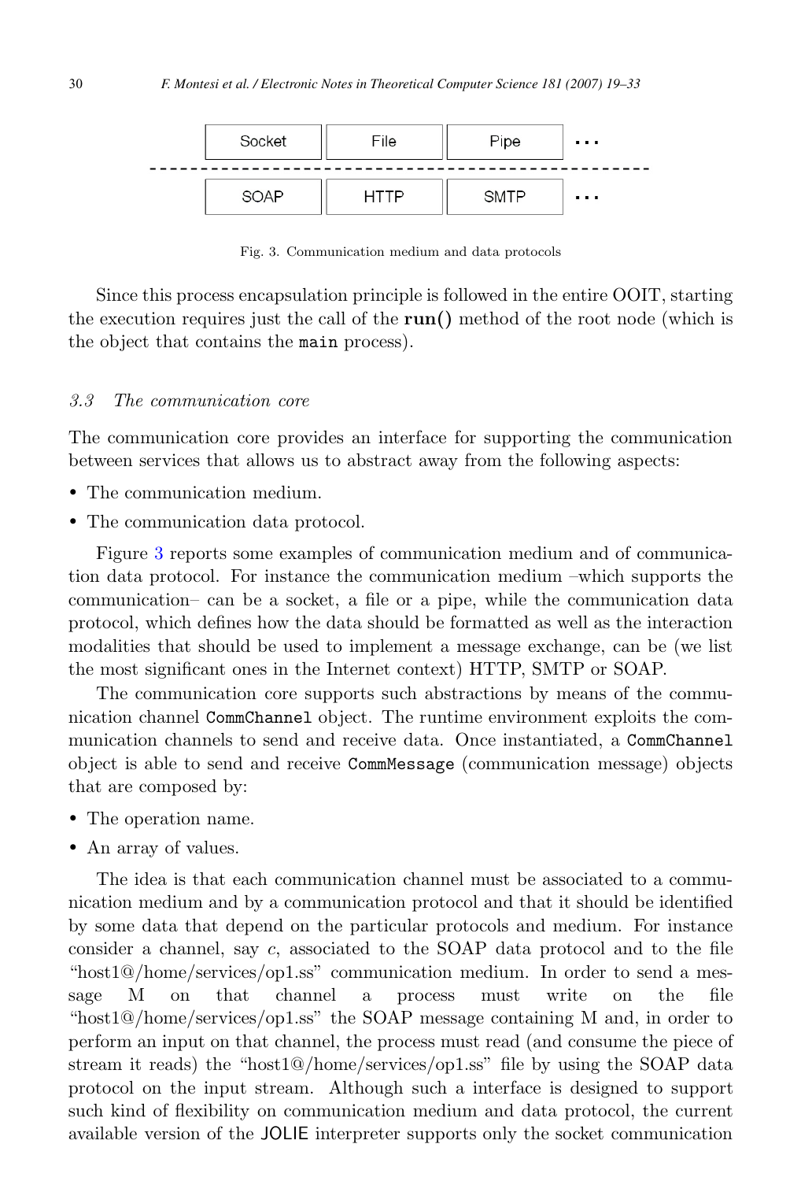| Socket | File | Pipe | ... |
|---|---|---|---|
| SOAP | HTTP | SMTP | ... |

Fig. 3. Communication medium and data protocols

Since this process encapsulation principle is followed in the entire OOIT, starting the execution requires just the call of the **run()** method of the root node (which is the object that contains the `main` process).

### *3.3 The communication core*

The communication core provides an interface for supporting the communication between services that allows us to abstract away from the following aspects:

- The communication medium.
- The communication data protocol.

Figure 3 reports some examples of communication medium and of communication data protocol. For instance the communication medium –which supports the communication– can be a socket, a file or a pipe, while the communication data protocol, which defines how the data should be formatted as well as the interaction modalities that should be used to implement a message exchange, can be (we list the most significant ones in the Internet context) HTTP, SMTP or SOAP.

The communication core supports such abstractions by means of the communication channel `CommChannel` object. The runtime environment exploits the communication channels to send and receive data. Once instantiated, a `CommChannel` object is able to send and receive `CommMessage` (communication message) objects that are composed by:

- The operation name.
- An array of values.

The idea is that each communication channel must be associated to a communication medium and by a communication protocol and that it should be identified by some data that depend on the particular protocols and medium. For instance consider a channel, say *c*, associated to the SOAP data protocol and to the file "host1@/home/services/op1.ss" communication medium. In order to send a message M on that channel a process must write on the file "host1@/home/services/op1.ss" the SOAP message containing M and, in order to perform an input on that channel, the process must read (and consume the piece of stream it reads) the "host1@/home/services/op1.ss" file by using the SOAP data protocol on the input stream. Although such a interface is designed to support such kind of flexibility on communication medium and data protocol, the current available version of the JOLIE interpreter supports only the socket communication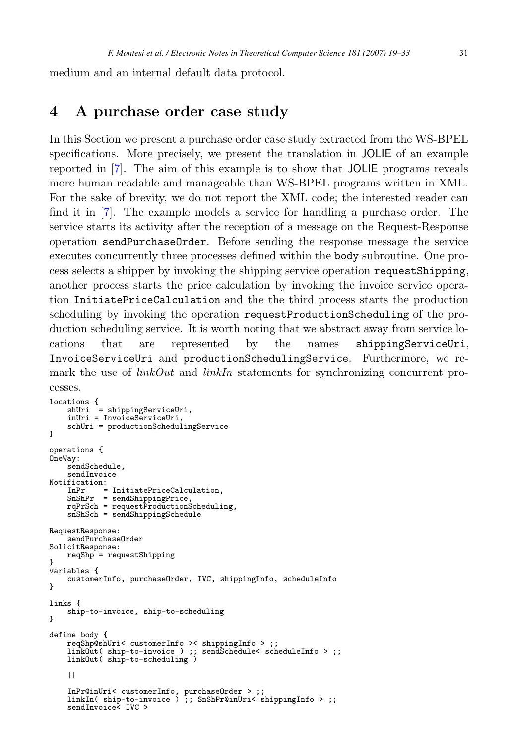medium and an internal default data protocol.

## 4 A purchase order case study

In this Section we present a purchase order case study extracted from the WS-BPEL specifications. More precisely, we present the translation in JOLIE of an example reported in [7]. The aim of this example is to show that JOLIE programs reveals more human readable and manageable than WS-BPEL programs written in XML. For the sake of brevity, we do not report the XML code; the interested reader can find it in [7]. The example models a service for handling a purchase order. The service starts its activity after the reception of a message on the Request-Response operation `sendPurchaseOrder`. Before sending the response message the service executes concurrently three processes defined within the `body` subroutine. One process selects a shipper by invoking the shipping service operation `requestShipping`, another process starts the price calculation by invoking the invoice service operation `InitiatePriceCalculation` and the the third process starts the production scheduling by invoking the operation `requestProductionScheduling` of the production scheduling service. It is worth noting that we abstract away from service locations that are represented by the names `shippingServiceUri`, `InvoiceServiceUri` and `productionSchedulingService`. Furthermore, we remark the use of *linkOut* and *linkIn* statements for synchronizing concurrent processes.

```
locations {
    shUri  = shippingServiceUri,
    inUri = InvoiceServiceUri,
    schUri = productionSchedulingService
}

operations {
OneWay:
    sendSchedule,
    sendInvoice
Notification:
    InPr    = InitiatePriceCalculation,
    SnShPr  = sendShippingPrice,
    rqPrSch = requestProductionScheduling,
    snShSch = sendShippingSchedule

RequestResponse:
    sendPurchaseOrder
SolicitResponse:
    reqShp = requestShipping
}
variables {
    customerInfo, purchaseOrder, IVC, shippingInfo, scheduleInfo
}

links {
    ship-to-invoice, ship-to-scheduling
}

define body {
    reqShp@shUri< customerInfo >< shippingInfo > ;;
    linkOut( ship-to-invoice ) ;; sendSchedule< scheduleInfo > ;;
    linkOut( ship-to-scheduling )

    ||

    InPr@inUri< customerInfo, purchaseOrder > ;;
    linkIn( ship-to-invoice ) ;; SnShPr@inUri< shippingInfo > ;;
    sendInvoice< IVC >
```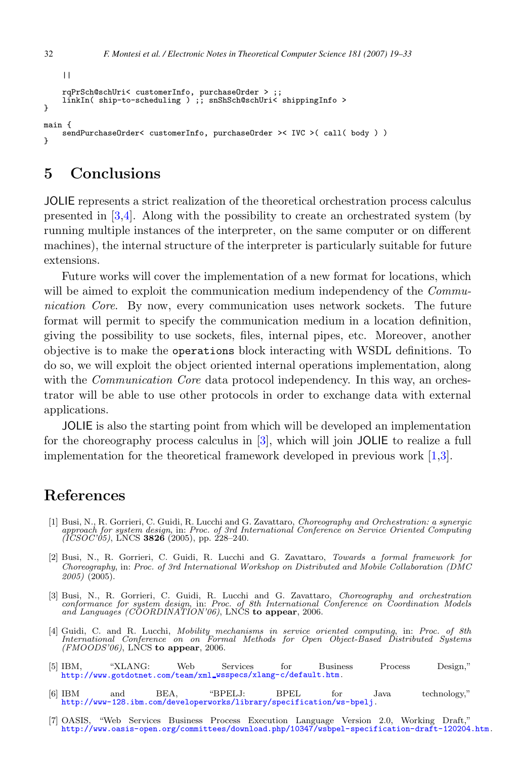```
    ||

    rqPrSch@schUri< customerInfo, purchaseOrder > ;;
    linkIn( ship-to-scheduling ) ;; snShSch@schUri< shippingInfo >
}

main {
    sendPurchaseOrder< customerInfo, purchaseOrder >< IVC >( call( body ) )
}
```

## 5 Conclusions

JOLIE represents a strict realization of the theoretical orchestration process calculus presented in [3,4]. Along with the possibility to create an orchestrated system (by running multiple instances of the interpreter, on the same computer or on different machines), the internal structure of the interpreter is particularly suitable for future extensions.

Future works will cover the implementation of a new format for locations, which will be aimed to exploit the communication medium independency of the *Communication Core*. By now, every communication uses network sockets. The future format will permit to specify the communication medium in a location definition, giving the possibility to use sockets, files, internal pipes, etc. Moreover, another objective is to make the `operations` block interacting with WSDL definitions. To do so, we will exploit the object oriented internal operations implementation, along with the *Communication Core* data protocol independency. In this way, an orchestrator will be able to use other protocols in order to exchange data with external applications.

JOLIE is also the starting point from which will be developed an implementation for the choreography process calculus in [3], which will join JOLIE to realize a full implementation for the theoretical framework developed in previous work [1,3].

## References

[1] Busi, N., R. Gorrieri, C. Guidi, R. Lucchi and G. Zavattaro, *Choreography and Orchestration: a synergic approach for system design*, in: *Proc. of 3rd International Conference on Service Oriented Computing (ICSOC'05)*, LNCS **3826** (2005), pp. 228–240.

[2] Busi, N., R. Gorrieri, C. Guidi, R. Lucchi and G. Zavattaro, *Towards a formal framework for Choreography*, in: *Proc. of 3rd International Workshop on Distributed and Mobile Collaboration (DMC 2005)* (2005).

[3] Busi, N., R. Gorrieri, C. Guidi, R. Lucchi and G. Zavattaro, *Choreography and orchestration conformance for system design*, in: *Proc. of 8th International Conference on Coordination Models and Languages (COORDINATION'06)*, LNCS **to appear**, 2006.

[4] Guidi, C. and R. Lucchi, *Mobility mechanisms in service oriented computing*, in: *Proc. of 8th International Conference on on Formal Methods for Open Object-Based Distributed Systems (FMOODS'06)*, LNCS **to appear**, 2006.

[5] IBM, "XLANG: Web Services for Business Process Design," http://www.gotdotnet.com/team/xml_wsspecs/xlang-c/default.htm.

[6] IBM and BEA, "BPELJ: BPEL for Java technology," http://www-128.ibm.com/developerworks/library/specification/ws-bpelj.

[7] OASIS, "Web Services Business Process Execution Language Version 2.0, Working Draft," http://www.oasis-open.org/committees/download.php/10347/wsbpel-specification-draft-120204.htm.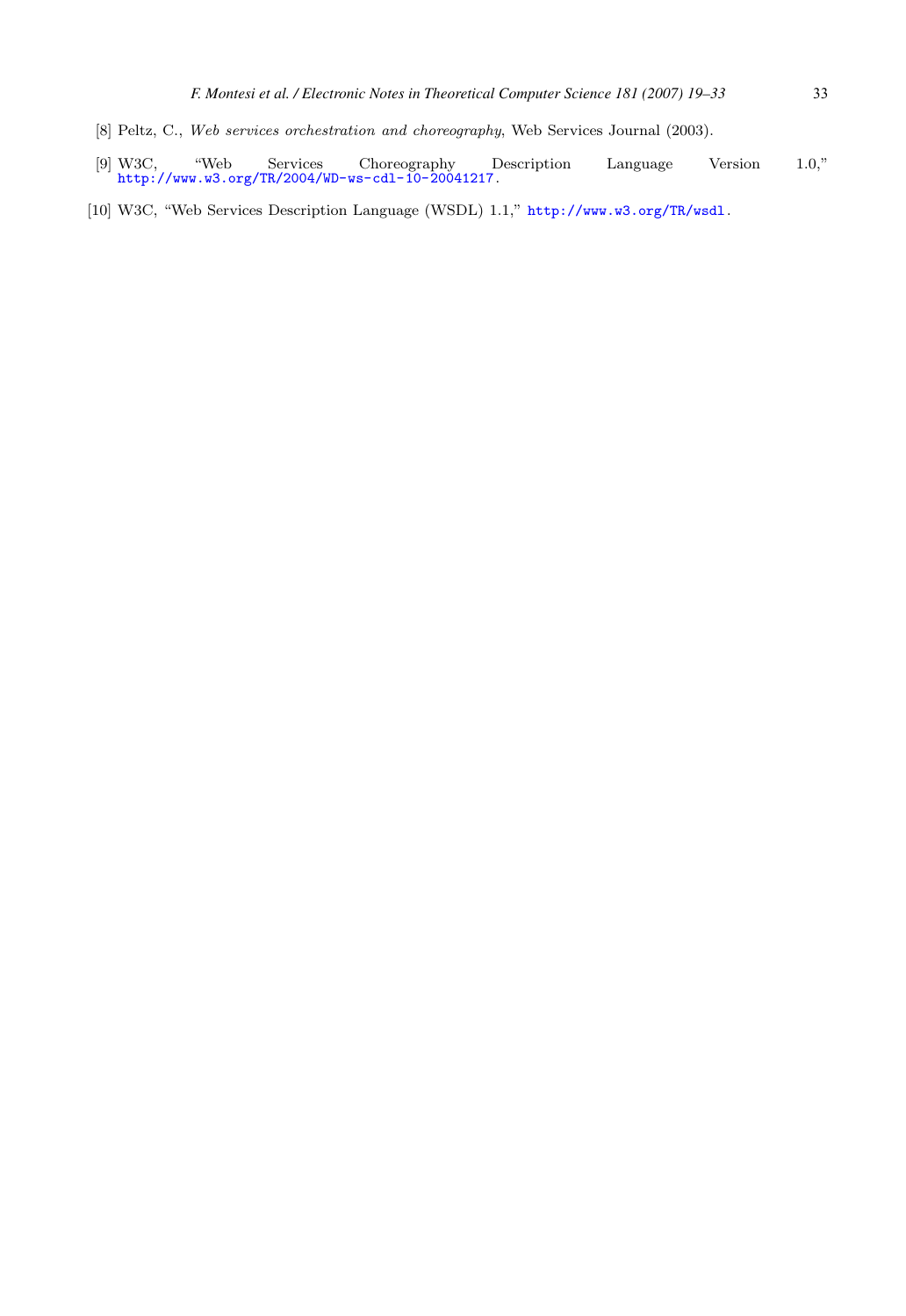[8] Peltz, C., *Web services orchestration and choreography*, Web Services Journal (2003).

[9] W3C, "Web Services Choreography Description Language Version 1.0," http://www.w3.org/TR/2004/WD-ws-cdl-10-20041217.

[10] W3C, "Web Services Description Language (WSDL) 1.1," http://www.w3.org/TR/wsdl.